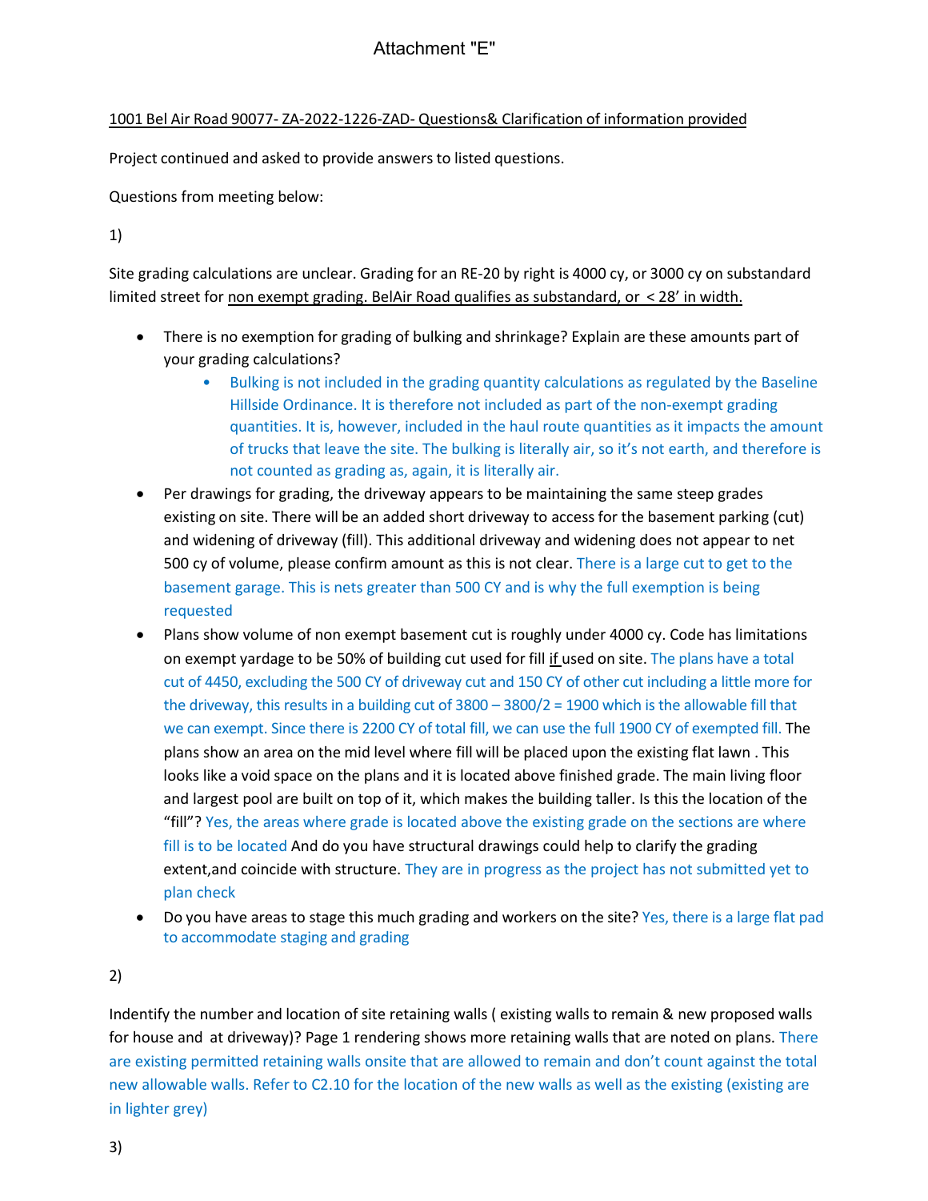# Attachment "E"

1001 Bel Air Road 90077- ZA-2022-1226-ZAD- Questions& Clarification of information provided

Project continued and asked to provide answers to listed questions.

Questions from meeting below:

1)

Site grading calculations are unclear. Grading for an RE-20 by right is 4000 cy, or 3000 cy on substandard limited street for non exempt grading. BelAir Road qualifies as substandard, or < 28' in width.

- There is no exemption for grading of bulking and shrinkage? Explain are these amounts part of your grading calculations?
  - Bulking is not included in the grading quantity calculations as regulated by the Baseline Hillside Ordinance. It is therefore not included as part of the non-exempt grading quantities. It is, however, included in the haul route quantities as it impacts the amount of trucks that leave the site. The bulking is literally air, so it's not earth, and therefore is not counted as grading as, again, it is literally air.
- Per drawings for grading, the driveway appears to be maintaining the same steep grades existing on site. There will be an added short driveway to access for the basement parking (cut) and widening of driveway (fill). This additional driveway and widening does not appear to net 500 cy of volume, please confirm amount as this is not clear. There is a large cut to get to the basement garage. This is nets greater than 500 CY and is why the full exemption is being requested
- Plans show volume of non exempt basement cut is roughly under 4000 cy. Code has limitations on exempt yardage to be 50% of building cut used for fill if used on site. The plans have a total cut of 4450, excluding the 500 CY of driveway cut and 150 CY of other cut including a little more for the driveway, this results in a building cut of 3800 – 3800/2 = 1900 which is the allowable fill that we can exempt. Since there is 2200 CY of total fill, we can use the full 1900 CY of exempted fill. The plans show an area on the mid level where fill will be placed upon the existing flat lawn . This looks like a void space on the plans and it is located above finished grade. The main living floor and largest pool are built on top of it, which makes the building taller. Is this the location of the "fill"? Yes, the areas where grade is located above the existing grade on the sections are where fill is to be located And do you have structural drawings could help to clarify the grading extent,and coincide with structure. They are in progress as the project has not submitted yet to plan check
- Do you have areas to stage this much grading and workers on the site? Yes, there is a large flat pad to accommodate staging and grading

2)

Indentify the number and location of site retaining walls ( existing walls to remain & new proposed walls for house and at driveway)? Page 1 rendering shows more retaining walls that are noted on plans. There are existing permitted retaining walls onsite that are allowed to remain and don't count against the total new allowable walls. Refer to C2.10 for the location of the new walls as well as the existing (existing are in lighter grey)

3)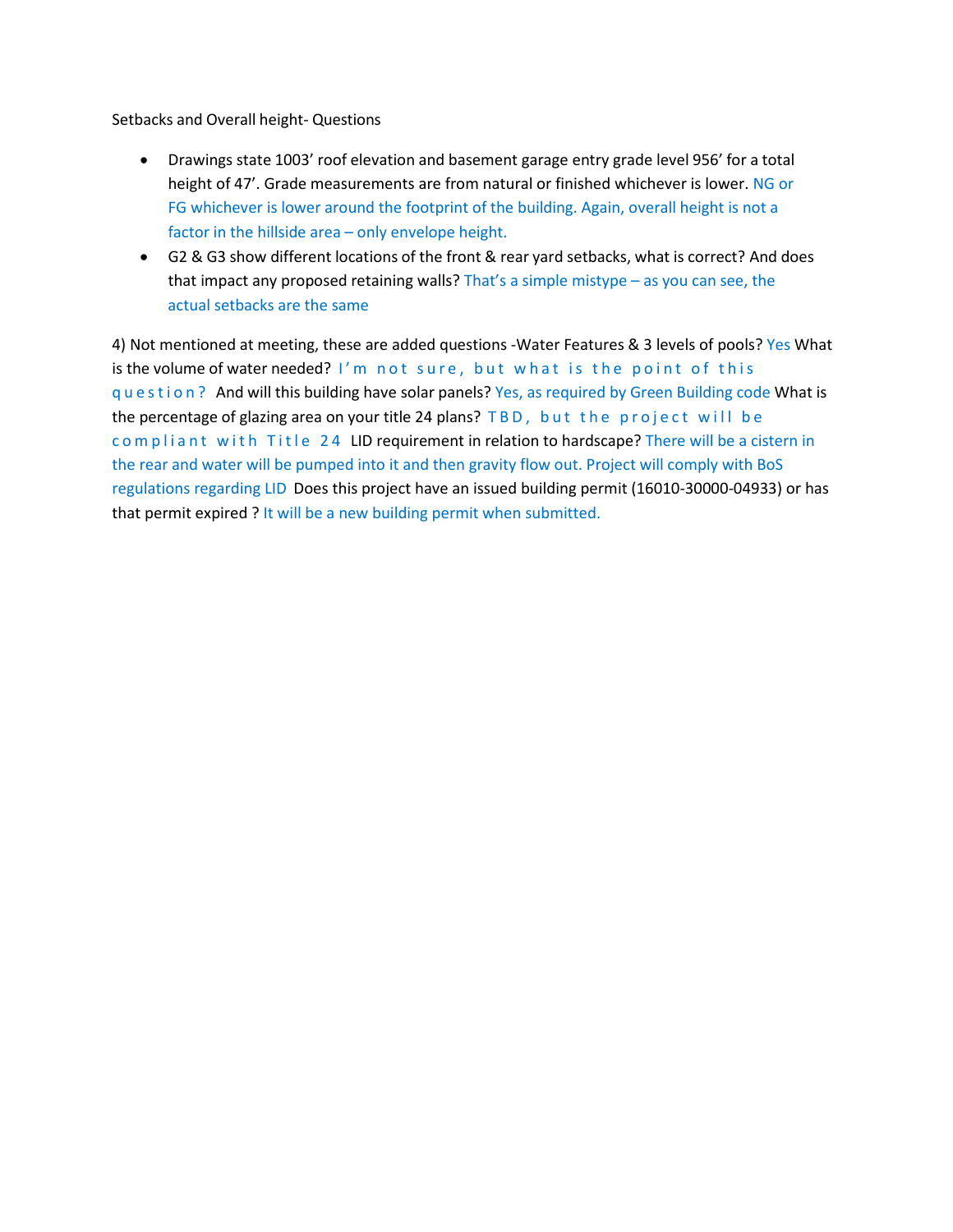Setbacks and Overall height- Questions

- Drawings state 1003' roof elevation and basement garage entry grade level 956' for a total height of 47'. Grade measurements are from natural or finished whichever is lower. NG or FG whichever is lower around the footprint of the building. Again, overall height is not a factor in the hillside area – only envelope height.
- G2 & G3 show different locations of the front & rear yard setbacks, what is correct? And does that impact any proposed retaining walls? That's a simple mistype – as you can see, the actual setbacks are the same

4) Not mentioned at meeting, these are added questions -Water Features & 3 levels of pools? Yes What is the volume of water needed? I'm not sure, but what is the point of this question? And will this building have solar panels? Yes, as required by Green Building code What is the percentage of glazing area on your title 24 plans? TBD, but the project will be compliant with Title 24 LID requirement in relation to hardscape? There will be a cistern in the rear and water will be pumped into it and then gravity flow out. Project will comply with BoS regulations regarding LID Does this project have an issued building permit (16010-30000-04933) or has that permit expired ? It will be a new building permit when submitted.